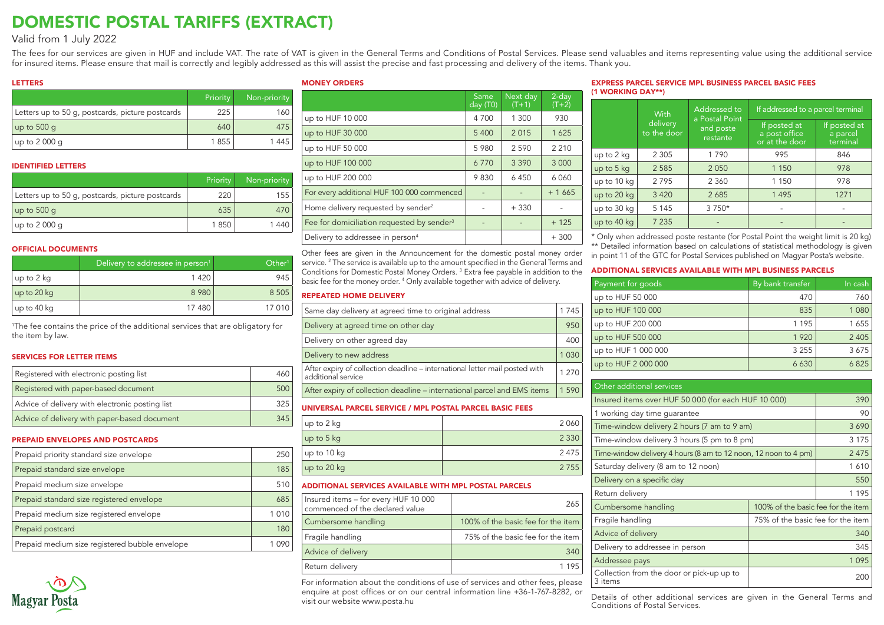# DOMESTIC POSTAL TARIFFS (EXTRACT)

Valid from 1 July 2022

The fees for our services are given in HUF and include VAT. The rate of VAT is given in the General Terms and Conditions of Postal Services. Please send valuables and items representing value using the additional service for insured items. Please ensure that mail is correctly and legibly addressed as this will assist the precise and fast processing and delivery of the items. Thank you.

## LETTERS

| | Priority | Non-priority |
|---|---|---|
| Letters up to 50 g, postcards, picture postcards | 225 | 160 |
| up to 500 g | 640 | 475 |
| up to 2 000 g | 1 855 | 1 445 |

## IDENTIFIED LETTERS

| | Priority | Non-priority |
|---|---|---|
| Letters up to 50 g, postcards, picture postcards | 220 | 155 |
| up to 500 g | 635 | 470 |
| up to 2 000 g | 1 850 | 1 440 |

## OFFICIAL DOCUMENTS

| | Delivery to addressee in person[1] | Other[1] |
|---|---|---|
| up to 2 kg | 1 420 | 945 |
| up to 20 kg | 8 980 | 8 505 |
| up to 40 kg | 17 480 | 17 010 |

[1]The fee contains the price of the additional services that are obligatory for the item by law.

## SERVICES FOR LETTER ITEMS

| | |
|---|---|
| Registered with electronic posting list | 460 |
| Registered with paper-based document | 500 |
| Advice of delivery with electronic posting list | 325 |
| Advice of delivery with paper-based document | 345 |

## PREPAID ENVELOPES AND POSTCARDS

| | |
|---|---|
| Prepaid priority standard size envelope | 250 |
| Prepaid standard size envelope | 185 |
| Prepaid medium size envelope | 510 |
| Prepaid standard size registered envelope | 685 |
| Prepaid medium size registered envelope | 1 010 |
| Prepaid postcard | 180 |
| Prepaid medium size registered bubble envelope | 1 090 |

Magyar Posta

## MONEY ORDERS

| | Same day (T0) | Next day (T+1) | 2-day (T+2) |
|---|---|---|---|
| up to HUF 10 000 | 4 700 | 1 300 | 930 |
| up to HUF 30 000 | 5 400 | 2 015 | 1 625 |
| up to HUF 50 000 | 5 980 | 2 590 | 2 210 |
| up to HUF 100 000 | 6 770 | 3 390 | 3 000 |
| up to HUF 200 000 | 9 830 | 6 450 | 6 060 |
| For every additional HUF 100 000 commenced | - | - | + 1 665 |
| Home delivery requested by sender[2] | - | + 330 | - |
| Fee for domiciliation requested by sender[3] | - | - | + 125 |
| Delivery to addressee in person[4] | | | + 300 |

Other fees are given in the Announcement for the domestic postal money order service. [2] The service is available up to the amount specified in the General Terms and Conditions for Domestic Postal Money Orders. [3] Extra fee payable in addition to the basic fee for the money order. [4] Only available together with advice of delivery.

## REPEATED HOME DELIVERY

| | |
|---|---|
| Same day delivery at agreed time to original address | 1 745 |
| Delivery at agreed time on other day | 950 |
| Delivery on other agreed day | 400 |
| Delivery to new address | 1 030 |
| After expiry of collection deadline – international letter mail posted with additional service | 1 270 |
| After expiry of collection deadline – international parcel and EMS items | 1 590 |

## UNIVERSAL PARCEL SERVICE / MPL POSTAL PARCEL BASIC FEES

| | |
|---|---|
| up to 2 kg | 2 060 |
| up to 5 kg | 2 330 |
| up to 10 kg | 2 475 |
| up to 20 kg | 2 755 |

## ADDITIONAL SERVICES AVAILABLE WITH MPL POSTAL PARCELS

| | |
|---|---|
| Insured items – for every HUF 10 000 commenced of the declared value | 265 |
| Cumbersome handling | 100% of the basic fee for the item |
| Fragile handling | 75% of the basic fee for the item |
| Advice of delivery | 340 |
| Return delivery | 1 195 |

For information about the conditions of use of services and other fees, please enquire at post offices or on our central information line +36-1-767-8282, or visit our website www.posta.hu

## EXPRESS PARCEL SERVICE MPL BUSINESS PARCEL BASIC FEES (1 WORKING DAY**)

| | With delivery to the door | Addressed to a Postal Point and poste restante | If addressed to a parcel terminal | |
|---|---|---|---|---|
| | | | If posted at a post office or at the door | If posted at a parcel terminal |
| up to 2 kg | 2 305 | 1 790 | 995 | 846 |
| up to 5 kg | 2 585 | 2 050 | 1 150 | 978 |
| up to 10 kg | 2 795 | 2 360 | 1 150 | 978 |
| up to 20 kg | 3 420 | 2 685 | 1 495 | 1271 |
| up to 30 kg | 5 145 | 3 750* | - | - |
| up to 40 kg | 7 235 | - | - | - |

\* Only when addressed poste restante (for Postal Point the weight limit is 20 kg)
** Detailed information based on calculations of statistical methodology is given in point 11 of the GTC for Postal Services published on Magyar Posta's website.

## ADDITIONAL SERVICES AVAILABLE WITH MPL BUSINESS PARCELS

| Payment for goods | By bank transfer | In cash |
|---|---|---|
| up to HUF 50 000 | 470 | 760 |
| up to HUF 100 000 | 835 | 1 080 |
| up to HUF 200 000 | 1 195 | 1 655 |
| up to HUF 500 000 | 1 920 | 2 405 |
| up to HUF 1 000 000 | 3 255 | 3 675 |
| up to HUF 2 000 000 | 6 630 | 6 825 |

| Other additional services | |
|---|---|
| Insured items over HUF 50 000 (for each HUF 10 000) | 390 |
| 1 working day time guarantee | 90 |
| Time-window delivery 2 hours (7 am to 9 am) | 3 690 |
| Time-window delivery 3 hours (5 pm to 8 pm) | 3 175 |
| Time-window delivery 4 hours (8 am to 12 noon, 12 noon to 4 pm) | 2 475 |
| Saturday delivery (8 am to 12 noon) | 1 610 |
| Delivery on a specific day | 550 |
| Return delivery | 1 195 |
| Cumbersome handling | 100% of the basic fee for the item |
| Fragile handling | 75% of the basic fee for the item |
| Advice of delivery | 340 |
| Delivery to addressee in person | 345 |
| Addressee pays | 1 095 |
| Collection from the door or pick-up up to 3 items | 200 |

Details of other additional services are given in the General Terms and Conditions of Postal Services.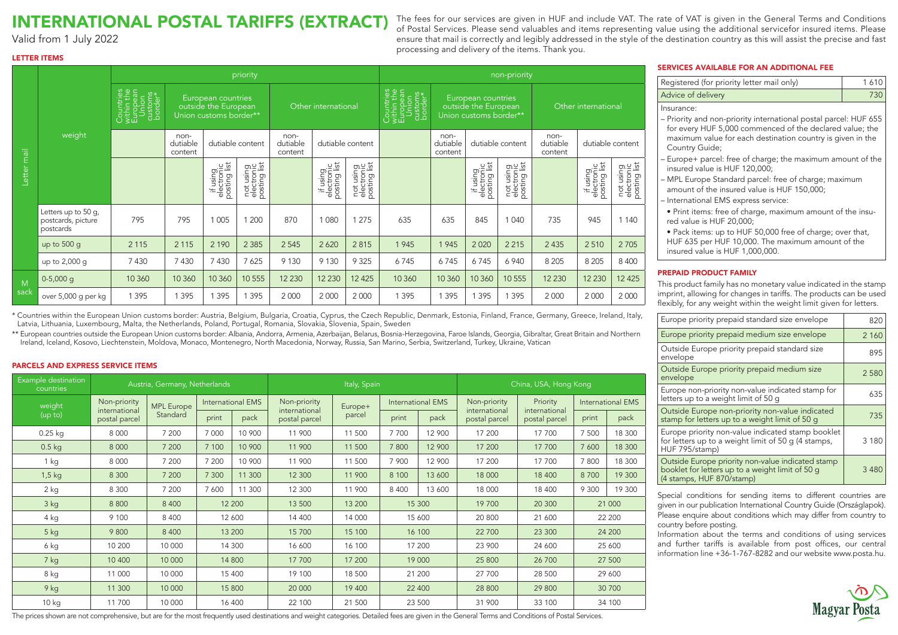# INTERNATIONAL POSTAL TARIFFS (EXTRACT)

Valid from 1 July 2022

The fees for our services are given in HUF and include VAT. The rate of VAT is given in the General Terms and Conditions of Postal Services. Please send valuables and items representing value using the additional servicefor insured items. Please ensure that mail is correctly and legibly addressed in the style of the destination country as this will assist the precise and fast processing and delivery of the items. Thank you.

## LETTER ITEMS

| | weight | priority | | | | | | | non-priority | | | | | | |
|---|---|---|---|---|---|---|---|---|---|---|---|---|---|---|---|
| | | Countries within the European Union customs border* | European countries outside the European Union customs border** | | | Other international | | | Countries within the European Union customs border* | European countries outside the European Union customs border** | | | Other international | | |
| | | | non-dutiable content | dutiable content | | non-dutiable content | dutiable content | | | non-dutiable content | dutiable content | | non-dutiable content | dutiable content | |
| | | | | if using electronic posting list | not using electronic posting list | | if using electronic posting list | not using electronic posting list | | | if using electronic posting list | not using electronic posting list | | if using electronic posting list | not using electronic posting list |
| Letter mail | Letters up to 50 g, postcards, picture postcards | 795 | 795 | 1 005 | 1 200 | 870 | 1 080 | 1 275 | 635 | 635 | 845 | 1 040 | 735 | 945 | 1 140 |
| Letter mail | up to 500 g | 2 115 | 2 115 | 2 190 | 2 385 | 2 545 | 2 620 | 2 815 | 1 945 | 1 945 | 2 020 | 2 215 | 2 435 | 2 510 | 2 705 |
| Letter mail | up to 2,000 g | 7 430 | 7 430 | 7 430 | 7 625 | 9 130 | 9 130 | 9 325 | 6 745 | 6 745 | 6 745 | 6 940 | 8 205 | 8 205 | 8 400 |
| M sack | 0-5,000 g | 10 360 | 10 360 | 10 360 | 10 555 | 12 230 | 12 230 | 12 425 | 10 360 | 10 360 | 10 360 | 10 555 | 12 230 | 12 230 | 12 425 |
| M sack | over 5,000 g per kg | 1 395 | 1 395 | 1 395 | 1 395 | 2 000 | 2 000 | 2 000 | 1 395 | 1 395 | 1 395 | 1 395 | 2 000 | 2 000 | 2 000 |

\* Countries within the European Union customs border: Austria, Belgium, Bulgaria, Croatia, Cyprus, the Czech Republic, Denmark, Estonia, Finland, France, Germany, Greece, Ireland, Italy, Latvia, Lithuania, Luxembourg, Malta, the Netherlands, Poland, Portugal, Romania, Slovakia, Slovenia, Spain, Sweden

\*\* European countries outside the European Union customs border: Albania, Andorra, Armenia, Azerbaijan, Belarus, Bosnia-Herzegovina, Faroe Islands, Georgia, Gibraltar, Great Britain and Northern Ireland, Iceland, Kosovo, Liechtenstein, Moldova, Monaco, Montenegro, North Macedonia, Norway, Russia, San Marino, Serbia, Switzerland, Turkey, Ukraine, Vatican

## PARCELS AND EXPRESS SERVICE ITEMS

| Example destination countries | Austria, Germany, Netherlands | | | | Italy, Spain | | | | China, USA, Hong Kong | | | |
|---|---|---|---|---|---|---|---|---|---|---|---|---|
| weight (up to) | Non-priority international postal parcel | MPL Europe Standard | International EMS | | Non-priority international postal parcel | Europe+ parcel | International EMS | | Non-priority international postal parcel | Priority international postal parcel | International EMS | |
| | | | print | pack | | | print | pack | | | print | pack |
| 0.25 kg | 8 000 | 7 200 | 7 000 | 10 900 | 11 900 | 11 500 | 7 700 | 12 900 | 17 200 | 17 700 | 7 500 | 18 300 |
| 0.5 kg | 8 000 | 7 200 | 7 100 | 10 900 | 11 900 | 11 500 | 7 800 | 12 900 | 17 200 | 17 700 | 7 600 | 18 300 |
| 1 kg | 8 000 | 7 200 | 7 200 | 10 900 | 11 900 | 11 500 | 7 900 | 12 900 | 17 200 | 17 700 | 7 800 | 18 300 |
| 1,5 kg | 8 300 | 7 200 | 7 300 | 11 300 | 12 300 | 11 900 | 8 100 | 13 600 | 18 000 | 18 400 | 8 700 | 19 300 |
| 2 kg | 8 300 | 7 200 | 7 600 | 11 300 | 12 300 | 11 900 | 8 400 | 13 600 | 18 000 | 18 400 | 9 300 | 19 300 |
| 3 kg | 8 800 | 8 400 | 12 200 | | 13 500 | 13 200 | 15 300 | | 19 700 | 20 300 | 21 000 | |
| 4 kg | 9 100 | 8 400 | 12 600 | | 14 400 | 14 000 | 15 600 | | 20 800 | 21 600 | 22 200 | |
| 5 kg | 9 800 | 8 400 | 13 200 | | 15 700 | 15 100 | 16 100 | | 22 700 | 23 300 | 24 200 | |
| 6 kg | 10 200 | 10 000 | 14 300 | | 16 600 | 16 100 | 17 200 | | 23 900 | 24 600 | 25 600 | |
| 7 kg | 10 400 | 10 000 | 14 800 | | 17 700 | 17 200 | 19 000 | | 25 800 | 26 700 | 27 500 | |
| 8 kg | 11 000 | 10 000 | 15 400 | | 19 100 | 18 500 | 21 200 | | 27 700 | 28 500 | 29 600 | |
| 9 kg | 11 300 | 10 000 | 15 800 | | 20 000 | 19 400 | 22 400 | | 28 800 | 29 800 | 30 700 | |
| 10 kg | 11 700 | 10 000 | 16 400 | | 22 100 | 21 500 | 23 500 | | 31 900 | 33 100 | 34 100 | |

The prices shown are not comprehensive, but are for the most frequently used destinations and weight categories. Detailed fees are given in the General Terms and Conditions of Postal Services.

## SERVICES AVAILABLE FOR AN ADDITIONAL FEE

| | |
|---|---|
| Registered (for priority letter mail only) | 1 610 |
| Advice of delivery | 730 |

Insurance:

- Priority and non-priority international postal parcel: HUF 655 for every HUF 5,000 commenced of the declared value; the maximum value for each destination country is given in the Country Guide;
- Europe+ parcel: free of charge; the maximum amount of the insured value is HUF 120,000;
- MPL Europe Standard parcel: free of charge; maximum amount of the insured value is HUF 150,000;
- International EMS express service:
  - Print items: free of charge, maximum amount of the insured value is HUF 20,000;
  - Pack items: up to HUF 50,000 free of charge; over that, HUF 635 per HUF 10,000. The maximum amount of the insured value is HUF 1,000,000.

## PREPAID PRODUCT FAMILY

This product family has no monetary value indicated in the stamp imprint, allowing for changes in tariffs. The products can be used flexibly, for any weight within the weight limit given for letters.

| | |
|---|---|
| Europe priority prepaid standard size envelope | 820 |
| Europe priority prepaid medium size envelope | 2 160 |
| Outside Europe priority prepaid standard size envelope | 895 |
| Outside Europe priority prepaid medium size envelope | 2 580 |
| Europe non-priority non-value indicated stamp for letters up to a weight limit of 50 g | 635 |
| Outside Europe non-priority non-value indicated stamp for letters up to a weight limit of 50 g | 735 |
| Europe priority non-value indicated stamp booklet for letters up to a weight limit of 50 g (4 stamps, HUF 795/stamp) | 3 180 |
| Outside Europe priority non-value indicated stamp booklet for letters up to a weight limit of 50 g (4 stamps, HUF 870/stamp) | 3 480 |

Special conditions for sending items to different countries are given in our publication International Country Guide (Országlapok). Please enquire about conditions which may differ from country to country before posting.

Information about the terms and conditions of using services and further tariffs is available from post offices, our central information line +36-1-767-8282 and our website www.posta.hu.

Magyar Posta